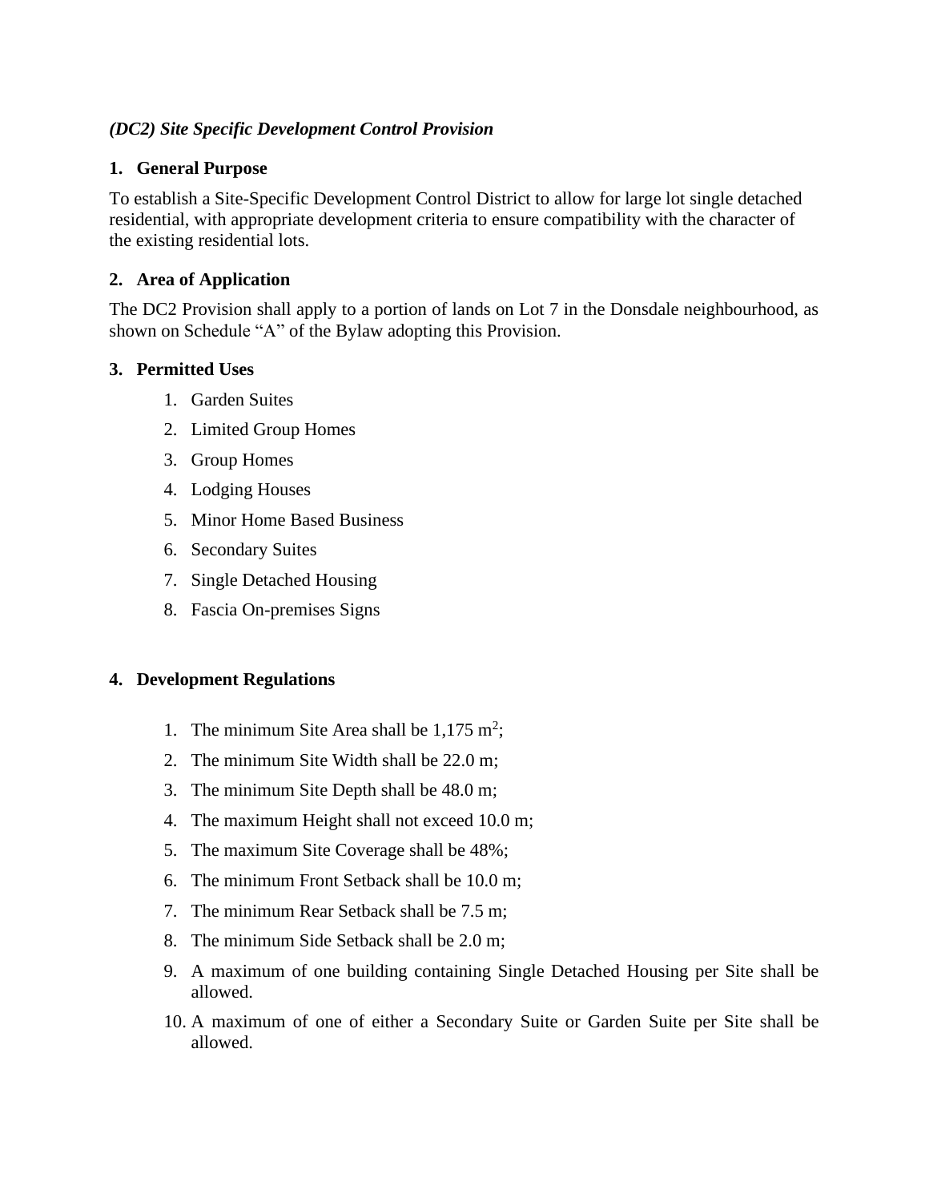***(DC2) Site Specific Development Control Provision***

**1. General Purpose**

To establish a Site-Specific Development Control District to allow for large lot single detached residential, with appropriate development criteria to ensure compatibility with the character of the existing residential lots.

**2. Area of Application**

The DC2 Provision shall apply to a portion of lands on Lot 7 in the Donsdale neighbourhood, as shown on Schedule "A" of the Bylaw adopting this Provision.

**3. Permitted Uses**

1. Garden Suites
2. Limited Group Homes
3. Group Homes
4. Lodging Houses
5. Minor Home Based Business
6. Secondary Suites
7. Single Detached Housing
8. Fascia On-premises Signs

**4. Development Regulations**

1. The minimum Site Area shall be 1,175 m$^2$;
2. The minimum Site Width shall be 22.0 m;
3. The minimum Site Depth shall be 48.0 m;
4. The maximum Height shall not exceed 10.0 m;
5. The maximum Site Coverage shall be 48%;
6. The minimum Front Setback shall be 10.0 m;
7. The minimum Rear Setback shall be 7.5 m;
8. The minimum Side Setback shall be 2.0 m;
9. A maximum of one building containing Single Detached Housing per Site shall be allowed.
10. A maximum of one of either a Secondary Suite or Garden Suite per Site shall be allowed.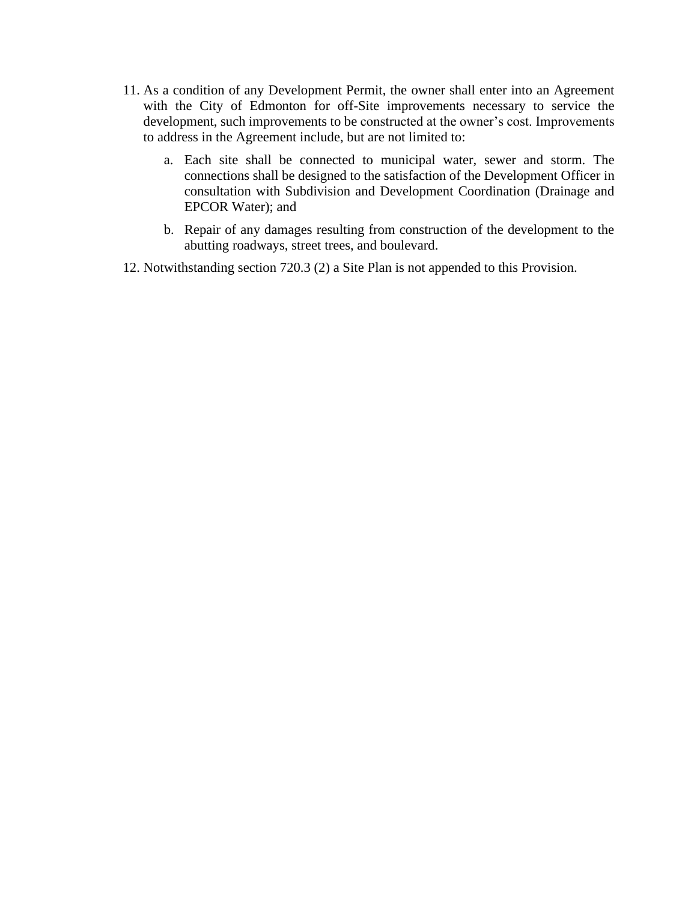11. As a condition of any Development Permit, the owner shall enter into an Agreement with the City of Edmonton for off-Site improvements necessary to service the development, such improvements to be constructed at the owner's cost. Improvements to address in the Agreement include, but are not limited to:

    a. Each site shall be connected to municipal water, sewer and storm. The connections shall be designed to the satisfaction of the Development Officer in consultation with Subdivision and Development Coordination (Drainage and EPCOR Water); and

    b. Repair of any damages resulting from construction of the development to the abutting roadways, street trees, and boulevard.

12. Notwithstanding section 720.3 (2) a Site Plan is not appended to this Provision.